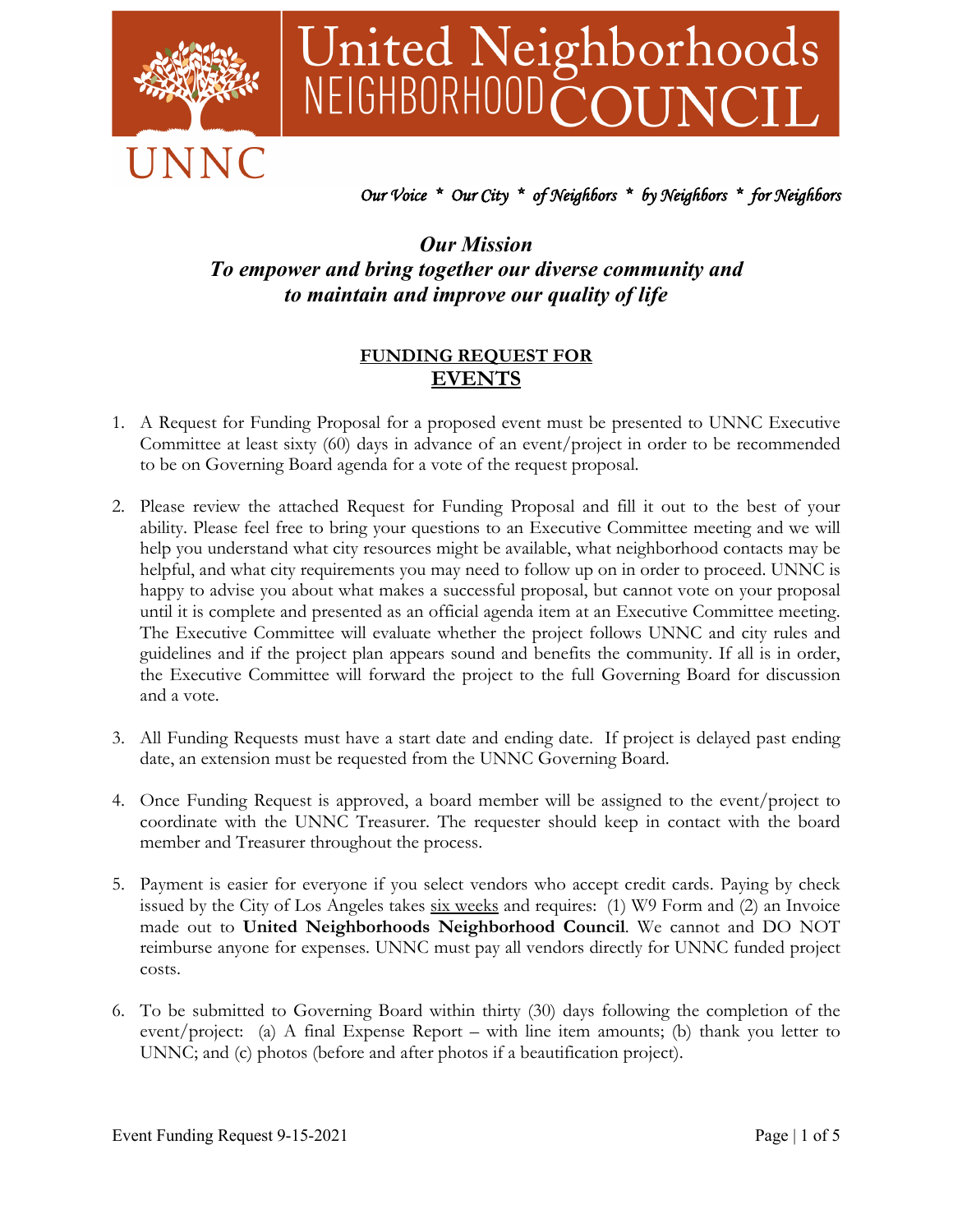# United Neighborhoods NEIGHBORHOOD COUNCIL

UNNC

*Our Voice * Our City * of Neighbors * by Neighbors * for Neighbors*

***Our Mission***
***To empower and bring together our diverse community and to maintain and improve our quality of life***

## FUNDING REQUEST FOR EVENTS

1. A Request for Funding Proposal for a proposed event must be presented to UNNC Executive Committee at least sixty (60) days in advance of an event/project in order to be recommended to be on Governing Board agenda for a vote of the request proposal.

2. Please review the attached Request for Funding Proposal and fill it out to the best of your ability. Please feel free to bring your questions to an Executive Committee meeting and we will help you understand what city resources might be available, what neighborhood contacts may be helpful, and what city requirements you may need to follow up on in order to proceed. UNNC is happy to advise you about what makes a successful proposal, but cannot vote on your proposal until it is complete and presented as an official agenda item at an Executive Committee meeting. The Executive Committee will evaluate whether the project follows UNNC and city rules and guidelines and if the project plan appears sound and benefits the community. If all is in order, the Executive Committee will forward the project to the full Governing Board for discussion and a vote.

3. All Funding Requests must have a start date and ending date. If project is delayed past ending date, an extension must be requested from the UNNC Governing Board.

4. Once Funding Request is approved, a board member will be assigned to the event/project to coordinate with the UNNC Treasurer. The requester should keep in contact with the board member and Treasurer throughout the process.

5. Payment is easier for everyone if you select vendors who accept credit cards. Paying by check issued by the City of Los Angeles takes six weeks and requires: (1) W9 Form and (2) an Invoice made out to **United Neighborhoods Neighborhood Council**. We cannot and DO NOT reimburse anyone for expenses. UNNC must pay all vendors directly for UNNC funded project costs.

6. To be submitted to Governing Board within thirty (30) days following the completion of the event/project: (a) A final Expense Report – with line item amounts; (b) thank you letter to UNNC; and (c) photos (before and after photos if a beautification project).

Event Funding Request 9-15-2021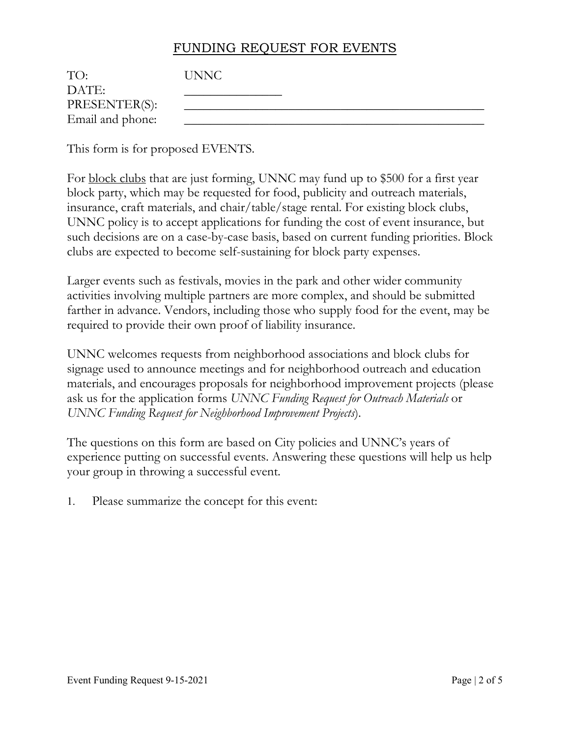# FUNDING REQUEST FOR EVENTS

| | |
|---|---|
| TO: | UNNC |
| DATE: | _______________ |
| PRESENTER(S): | _______________________________________________ |
| Email and phone: | _______________________________________________ |

This form is for proposed EVENTS.

For block clubs that are just forming, UNNC may fund up to $500 for a first year block party, which may be requested for food, publicity and outreach materials, insurance, craft materials, and chair/table/stage rental. For existing block clubs, UNNC policy is to accept applications for funding the cost of event insurance, but such decisions are on a case-by-case basis, based on current funding priorities. Block clubs are expected to become self-sustaining for block party expenses.

Larger events such as festivals, movies in the park and other wider community activities involving multiple partners are more complex, and should be submitted farther in advance. Vendors, including those who supply food for the event, may be required to provide their own proof of liability insurance.

UNNC welcomes requests from neighborhood associations and block clubs for signage used to announce meetings and for neighborhood outreach and education materials, and encourages proposals for neighborhood improvement projects (please ask us for the application forms *UNNC Funding Request for Outreach Materials* or *UNNC Funding Request for Neighborhood Improvement Projects*).

The questions on this form are based on City policies and UNNC's years of experience putting on successful events. Answering these questions will help us help your group in throwing a successful event.

1. Please summarize the concept for this event: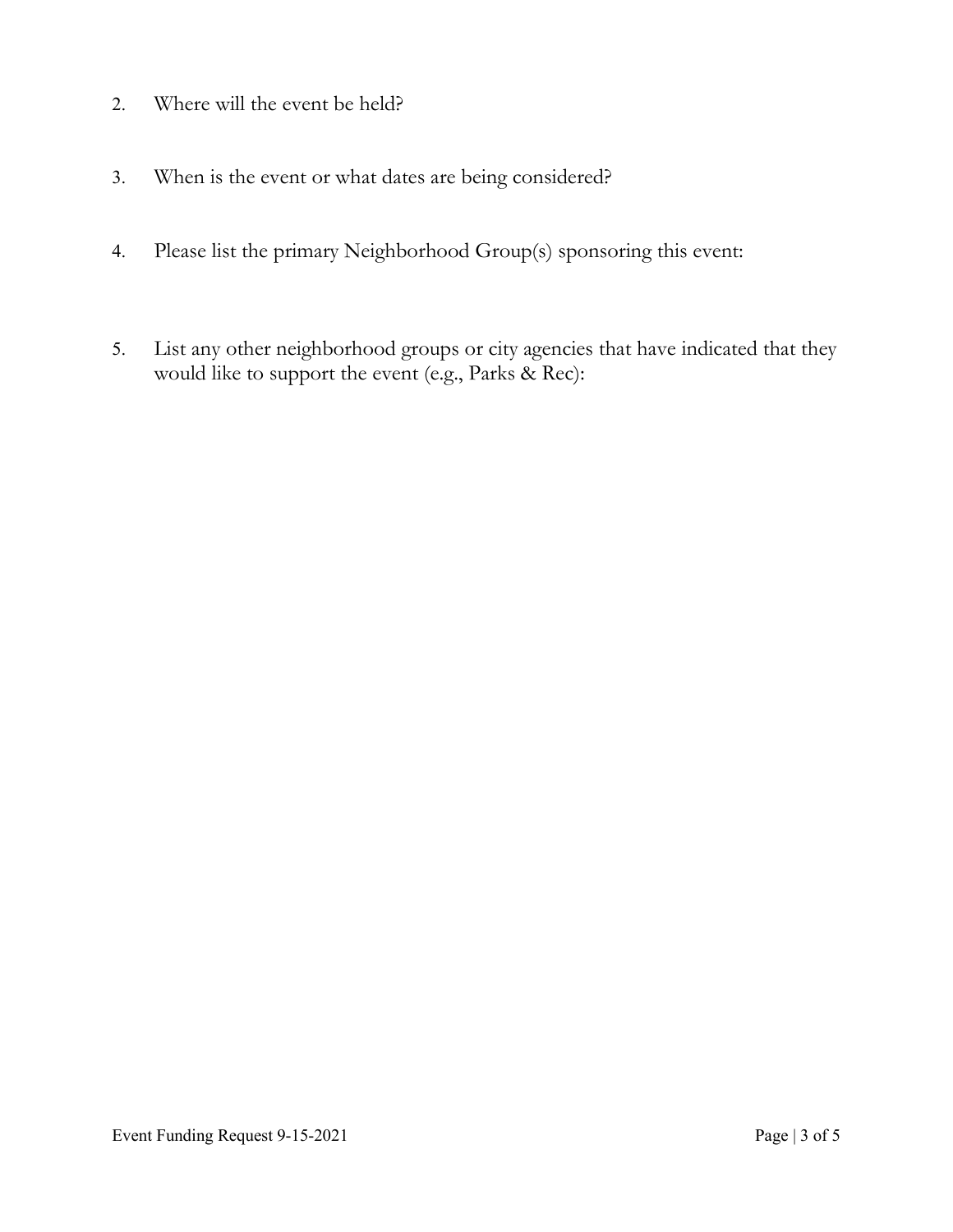2. Where will the event be held?

3. When is the event or what dates are being considered?

4. Please list the primary Neighborhood Group(s) sponsoring this event:

5. List any other neighborhood groups or city agencies that have indicated that they would like to support the event (e.g., Parks & Rec):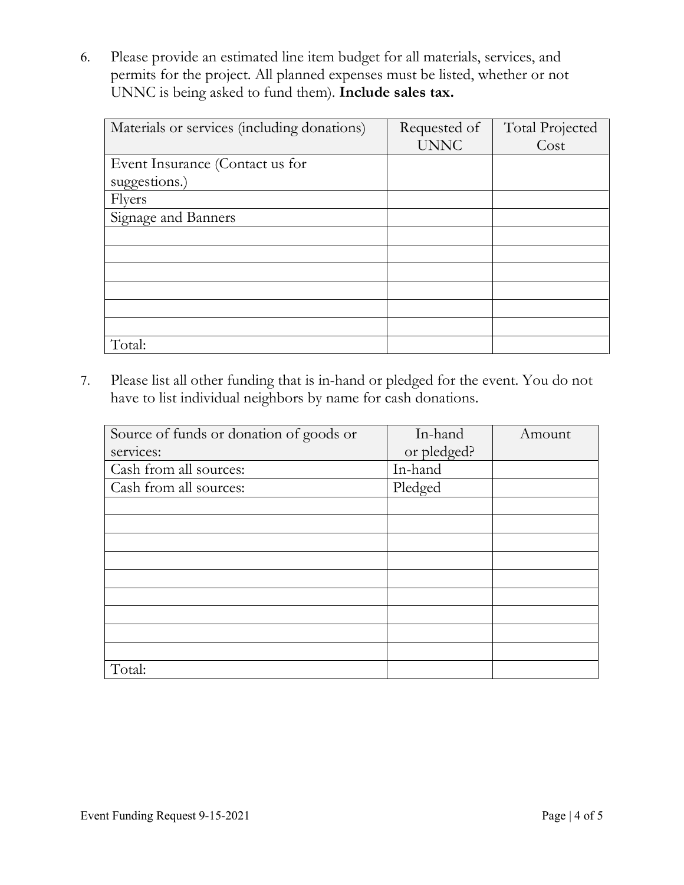6. Please provide an estimated line item budget for all materials, services, and permits for the project. All planned expenses must be listed, whether or not UNNC is being asked to fund them). **Include sales tax.**

| Materials or services (including donations) | Requested of UNNC | Total Projected Cost |
|---|---|---|
| Event Insurance (Contact us for suggestions.) | | |
| Flyers | | |
| Signage and Banners | | |
| | | |
| | | |
| | | |
| | | |
| | | |
| | | |
| Total: | | |

7. Please list all other funding that is in-hand or pledged for the event. You do not have to list individual neighbors by name for cash donations.

| Source of funds or donation of goods or services: | In-hand or pledged? | Amount |
|---|---|---|
| Cash from all sources: | In-hand | |
| Cash from all sources: | Pledged | |
| | | |
| | | |
| | | |
| | | |
| | | |
| | | |
| | | |
| | | |
| | | |
| Total: | | |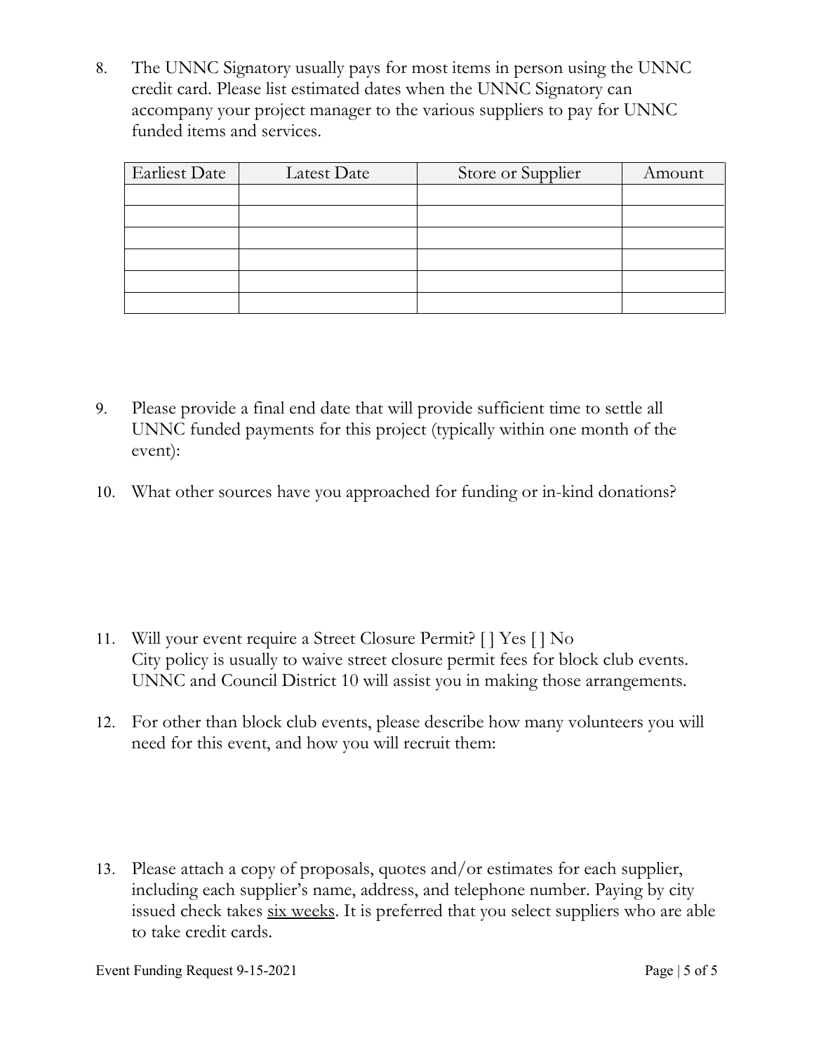8. The UNNC Signatory usually pays for most items in person using the UNNC credit card. Please list estimated dates when the UNNC Signatory can accompany your project manager to the various suppliers to pay for UNNC funded items and services.

| Earliest Date | Latest Date | Store or Supplier | Amount |
|---|---|---|---|
| | | | |
| | | | |
| | | | |
| | | | |
| | | | |
| | | | |

9. Please provide a final end date that will provide sufficient time to settle all UNNC funded payments for this project (typically within one month of the event):

10. What other sources have you approached for funding or in-kind donations?

11. Will your event require a Street Closure Permit? [ ] Yes [ ] No
    City policy is usually to waive street closure permit fees for block club events. UNNC and Council District 10 will assist you in making those arrangements.

12. For other than block club events, please describe how many volunteers you will need for this event, and how you will recruit them:

13. Please attach a copy of proposals, quotes and/or estimates for each supplier, including each supplier's name, address, and telephone number. Paying by city issued check takes <u>six weeks</u>. It is preferred that you select suppliers who are able to take credit cards.

Event Funding Request 9-15-2021